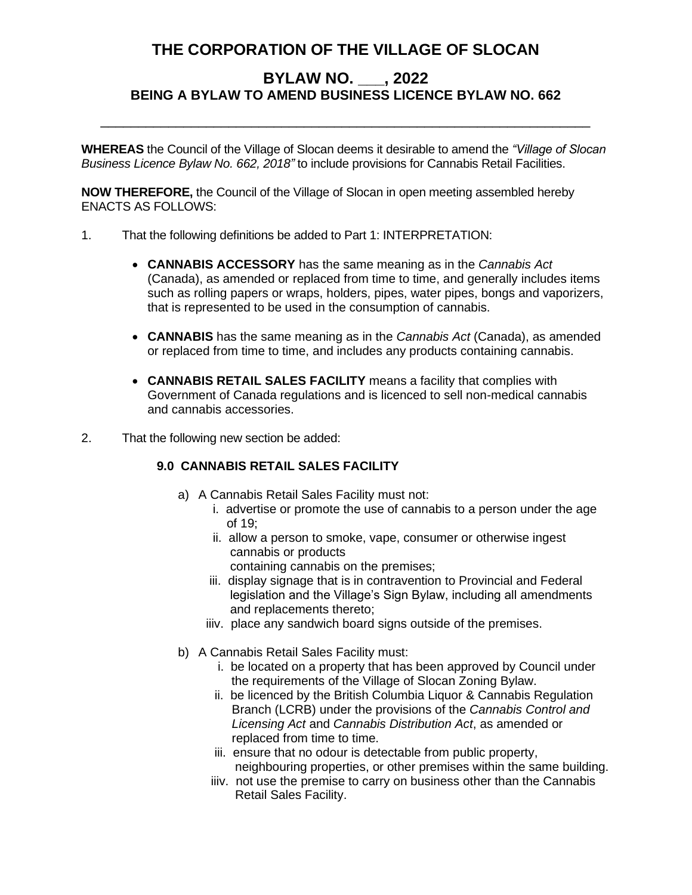# THE CORPORATION OF THE VILLAGE OF SLOCAN

## BYLAW NO. ___, 2022
### BEING A BYLAW TO AMEND BUSINESS LICENCE BYLAW NO. 662

---

**WHEREAS** the Council of the Village of Slocan deems it desirable to amend the *"Village of Slocan Business Licence Bylaw No. 662, 2018"* to include provisions for Cannabis Retail Facilities.

**NOW THEREFORE,** the Council of the Village of Slocan in open meeting assembled hereby ENACTS AS FOLLOWS:

1. That the following definitions be added to Part 1: INTERPRETATION:

   - **CANNABIS ACCESSORY** has the same meaning as in the *Cannabis Act* (Canada), as amended or replaced from time to time, and generally includes items such as rolling papers or wraps, holders, pipes, water pipes, bongs and vaporizers, that is represented to be used in the consumption of cannabis.

   - **CANNABIS** has the same meaning as in the *Cannabis Act* (Canada), as amended or replaced from time to time, and includes any products containing cannabis.

   - **CANNABIS RETAIL SALES FACILITY** means a facility that complies with Government of Canada regulations and is licenced to sell non-medical cannabis and cannabis accessories.

2. That the following new section be added:

   **9.0 CANNABIS RETAIL SALES FACILITY**

   a) A Cannabis Retail Sales Facility must not:
      i. advertise or promote the use of cannabis to a person under the age of 19;
      ii. allow a person to smoke, vape, consumer or otherwise ingest cannabis or products containing cannabis on the premises;
      iii. display signage that is in contravention to Provincial and Federal legislation and the Village's Sign Bylaw, including all amendments and replacements thereto;
      iiiv. place any sandwich board signs outside of the premises.

   b) A Cannabis Retail Sales Facility must:
      i. be located on a property that has been approved by Council under the requirements of the Village of Slocan Zoning Bylaw.
      ii. be licenced by the British Columbia Liquor & Cannabis Regulation Branch (LCRB) under the provisions of the *Cannabis Control and Licensing Act* and *Cannabis Distribution Act*, as amended or replaced from time to time.
      iii. ensure that no odour is detectable from public property, neighbouring properties, or other premises within the same building.
      iiiv. not use the premise to carry on business other than the Cannabis Retail Sales Facility.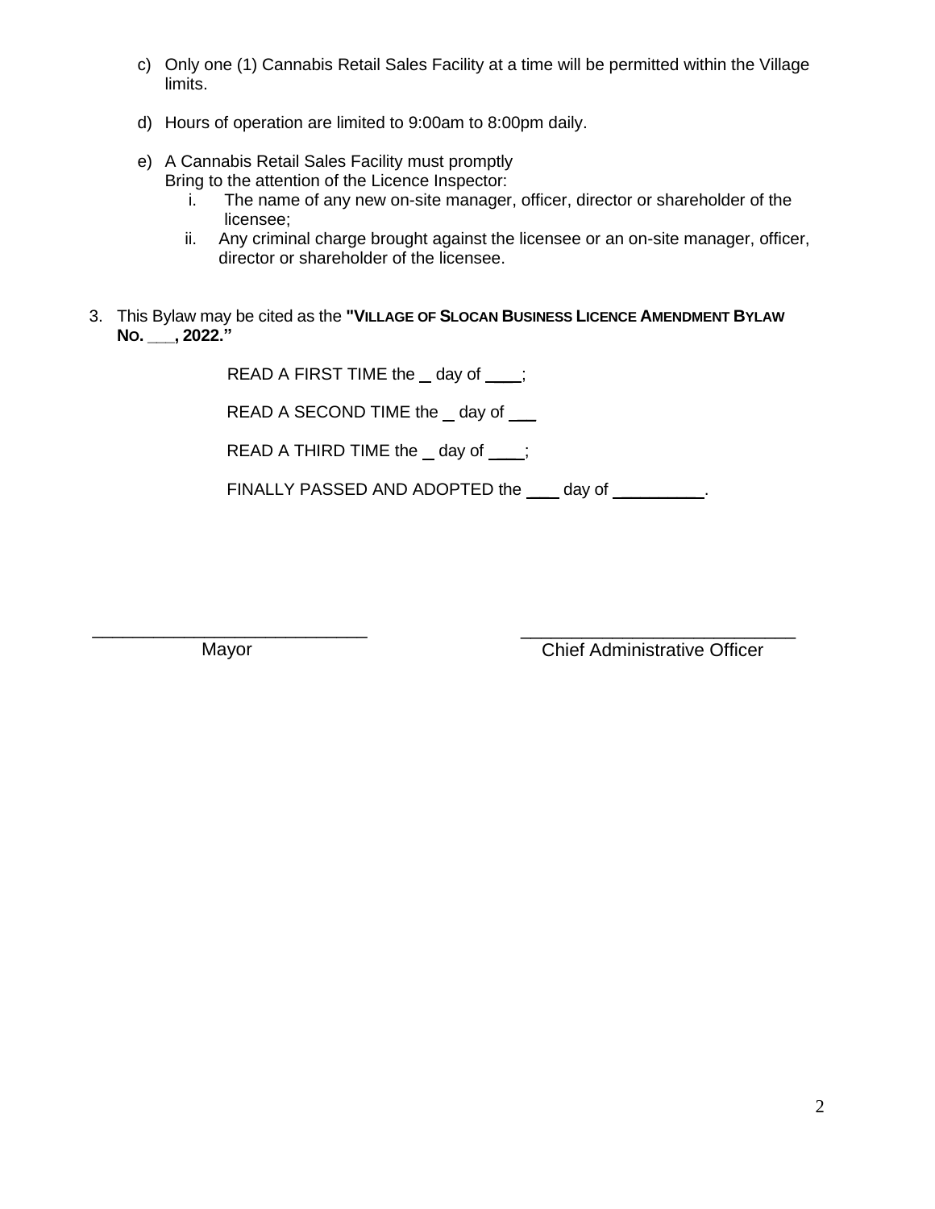c) Only one (1) Cannabis Retail Sales Facility at a time will be permitted within the Village limits.

d) Hours of operation are limited to 9:00am to 8:00pm daily.

e) A Cannabis Retail Sales Facility must promptly Bring to the attention of the Licence Inspector:

   i. The name of any new on-site manager, officer, director or shareholder of the licensee;

   ii. Any criminal charge brought against the licensee or an on-site manager, officer, director or shareholder of the licensee.

3. This Bylaw may be cited as the **"VILLAGE OF SLOCAN BUSINESS LICENCE AMENDMENT BYLAW NO. ___, 2022."**

READ A FIRST TIME the _ day of ____;

READ A SECOND TIME the _ day of ___

READ A THIRD TIME the _ day of ____;

FINALLY PASSED AND ADOPTED the ___ day of __________.

___________________________ Mayor

___________________________ Chief Administrative Officer